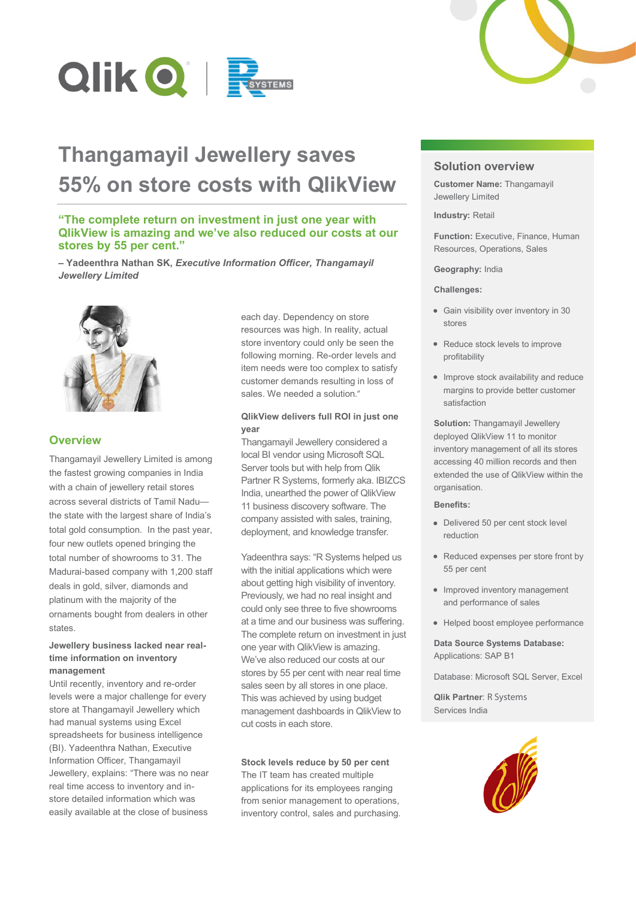# Thangamayil Jewellery saves 55% on store costs with QlikView

**"The complete return on investment in just one year with QlikView is amazing and we've also reduced our costs at our stores by 55 per cent."**

**– Yadeenthra Nathan SK, *Executive Information Officer, Thangamayil Jewellery Limited***

## Overview

Thangamayil Jewellery Limited is among the fastest growing companies in India with a chain of jewellery retail stores across several districts of Tamil Nadu—the state with the largest share of India's total gold consumption. In the past year, four new outlets opened bringing the total number of showrooms to 31. The Madurai-based company with 1,200 staff deals in gold, silver, diamonds and platinum with the majority of the ornaments bought from dealers in other states.

### Jewellery business lacked near real-time information on inventory management

Until recently, inventory and re-order levels were a major challenge for every store at Thangamayil Jewellery which had manual systems using Excel spreadsheets for business intelligence (BI). Yadeenthra Nathan, Executive Information Officer, Thangamayil Jewellery, explains: "There was no near real time access to inventory and in-store detailed information which was easily available at the close of business each day. Dependency on store resources was high. In reality, actual store inventory could only be seen the following morning. Re-order levels and item needs were too complex to satisfy customer demands resulting in loss of sales. We needed a solution."

### QlikView delivers full ROI in just one year

Thangamayil Jewellery considered a local BI vendor using Microsoft SQL Server tools but with help from Qlik Partner R Systems, formerly aka. IBIZCS India, unearthed the power of QlikView 11 business discovery software. The company assisted with sales, training, deployment, and knowledge transfer.

Yadeenthra says: "R Systems helped us with the initial applications which were about getting high visibility of inventory. Previously, we had no real insight and could only see three to five showrooms at a time and our business was suffering. The complete return on investment in just one year with QlikView is amazing. We've also reduced our costs at our stores by 55 per cent with near real time sales seen by all stores in one place. This was achieved by using budget management dashboards in QlikView to cut costs in each store.

### Stock levels reduce by 50 per cent

The IT team has created multiple applications for its employees ranging from senior management to operations, inventory control, sales and purchasing.

## Solution overview

**Customer Name:** Thangamayil Jewellery Limited

**Industry:** Retail

**Function:** Executive, Finance, Human Resources, Operations, Sales

**Geography:** India

**Challenges:**

- Gain visibility over inventory in 30 stores
- Reduce stock levels to improve profitability
- Improve stock availability and reduce margins to provide better customer satisfaction

**Solution:** Thangamayil Jewellery deployed QlikView 11 to monitor inventory management of all its stores accessing 40 million records and then extended the use of QlikView within the organisation.

**Benefits:**

- Delivered 50 per cent stock level reduction
- Reduced expenses per store front by 55 per cent
- Improved inventory management and performance of sales
- Helped boost employee performance

**Data Source Systems Database:** Applications: SAP B1

Database: Microsoft SQL Server, Excel

**Qlik Partner**: R Systems Services India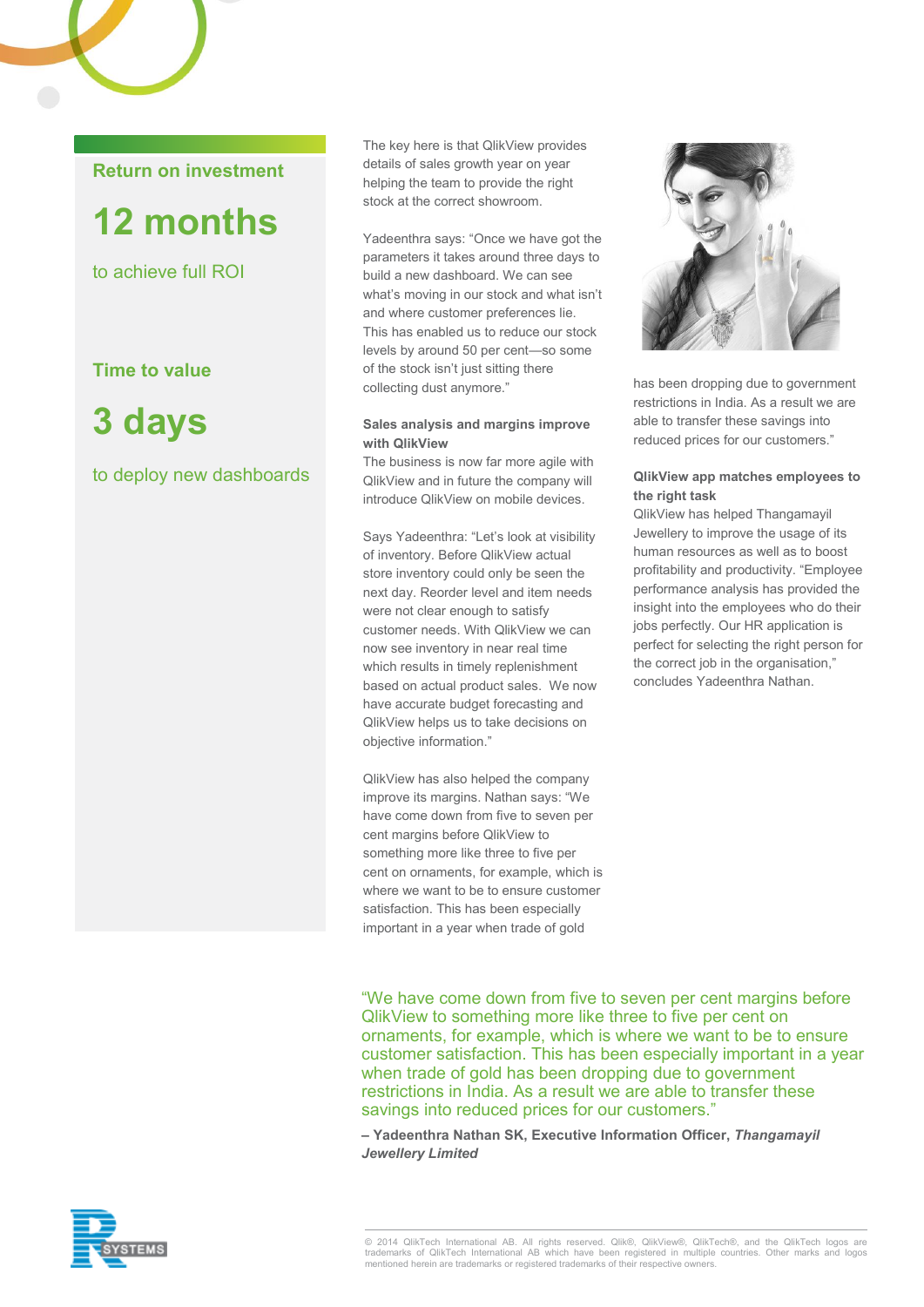**Return on investment**

## 12 months

to achieve full ROI

**Time to value**

## 3 days

to deploy new dashboards

The key here is that QlikView provides details of sales growth year on year helping the team to provide the right stock at the correct showroom.

Yadeenthra says: "Once we have got the parameters it takes around three days to build a new dashboard. We can see what's moving in our stock and what isn't and where customer preferences lie. This has enabled us to reduce our stock levels by around 50 per cent—so some of the stock isn't just sitting there collecting dust anymore."

**Sales analysis and margins improve with QlikView**

The business is now far more agile with QlikView and in future the company will introduce QlikView on mobile devices.

Says Yadeenthra: "Let's look at visibility of inventory. Before QlikView actual store inventory could only be seen the next day. Reorder level and item needs were not clear enough to satisfy customer needs. With QlikView we can now see inventory in near real time which results in timely replenishment based on actual product sales. We now have accurate budget forecasting and QlikView helps us to take decisions on objective information."

QlikView has also helped the company improve its margins. Nathan says: "We have come down from five to seven per cent margins before QlikView to something more like three to five per cent on ornaments, for example, which is where we want to be to ensure customer satisfaction. This has been especially important in a year when trade of gold has been dropping due to government restrictions in India. As a result we are able to transfer these savings into reduced prices for our customers."

**QlikView app matches employees to the right task**

QlikView has helped Thangamayil Jewellery to improve the usage of its human resources as well as to boost profitability and productivity. "Employee performance analysis has provided the insight into the employees who do their jobs perfectly. Our HR application is perfect for selecting the right person for the correct job in the organisation," concludes Yadeenthra Nathan.

"We have come down from five to seven per cent margins before QlikView to something more like three to five per cent on ornaments, for example, which is where we want to be to ensure customer satisfaction. This has been especially important in a year when trade of gold has been dropping due to government restrictions in India. As a result we are able to transfer these savings into reduced prices for our customers."

**– Yadeenthra Nathan SK, Executive Information Officer, *Thangamayil Jewellery Limited***

R SYSTEMS

© 2014 QlikTech International AB. All rights reserved. Qlik®, QlikView®, QlikTech®, and the QlikTech logos are trademarks of QlikTech International AB which have been registered in multiple countries. Other marks and logos mentioned herein are trademarks or registered trademarks of their respective owners.